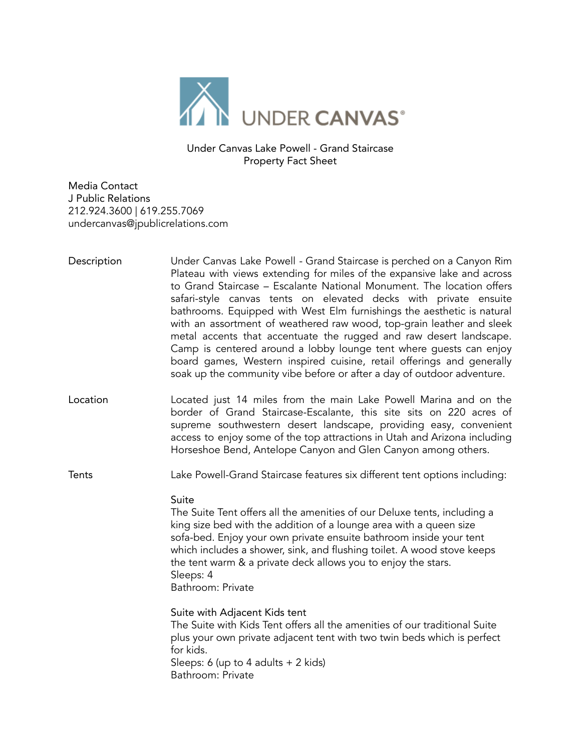UNDER CANVAS®

# Under Canvas Lake Powell - Grand Staircase
## Property Fact Sheet

Media Contact
J Public Relations
212.924.3600 | 619.255.7069
undercanvas@jpublicrelations.com

**Description**

Under Canvas Lake Powell - Grand Staircase is perched on a Canyon Rim Plateau with views extending for miles of the expansive lake and across to Grand Staircase – Escalante National Monument. The location offers safari-style canvas tents on elevated decks with private ensuite bathrooms. Equipped with West Elm furnishings the aesthetic is natural with an assortment of weathered raw wood, top-grain leather and sleek metal accents that accentuate the rugged and raw desert landscape. Camp is centered around a lobby lounge tent where guests can enjoy board games, Western inspired cuisine, retail offerings and generally soak up the community vibe before or after a day of outdoor adventure.

**Location**

Located just 14 miles from the main Lake Powell Marina and on the border of Grand Staircase-Escalante, this site sits on 220 acres of supreme southwestern desert landscape, providing easy, convenient access to enjoy some of the top attractions in Utah and Arizona including Horseshoe Bend, Antelope Canyon and Glen Canyon among others.

**Tents**

Lake Powell-Grand Staircase features six different tent options including:

Suite
The Suite Tent offers all the amenities of our Deluxe tents, including a king size bed with the addition of a lounge area with a queen size sofa-bed. Enjoy your own private ensuite bathroom inside your tent which includes a shower, sink, and flushing toilet. A wood stove keeps the tent warm & a private deck allows you to enjoy the stars.
Sleeps: 4
Bathroom: Private

Suite with Adjacent Kids tent
The Suite with Kids Tent offers all the amenities of our traditional Suite plus your own private adjacent tent with two twin beds which is perfect for kids.
Sleeps: 6 (up to 4 adults + 2 kids)
Bathroom: Private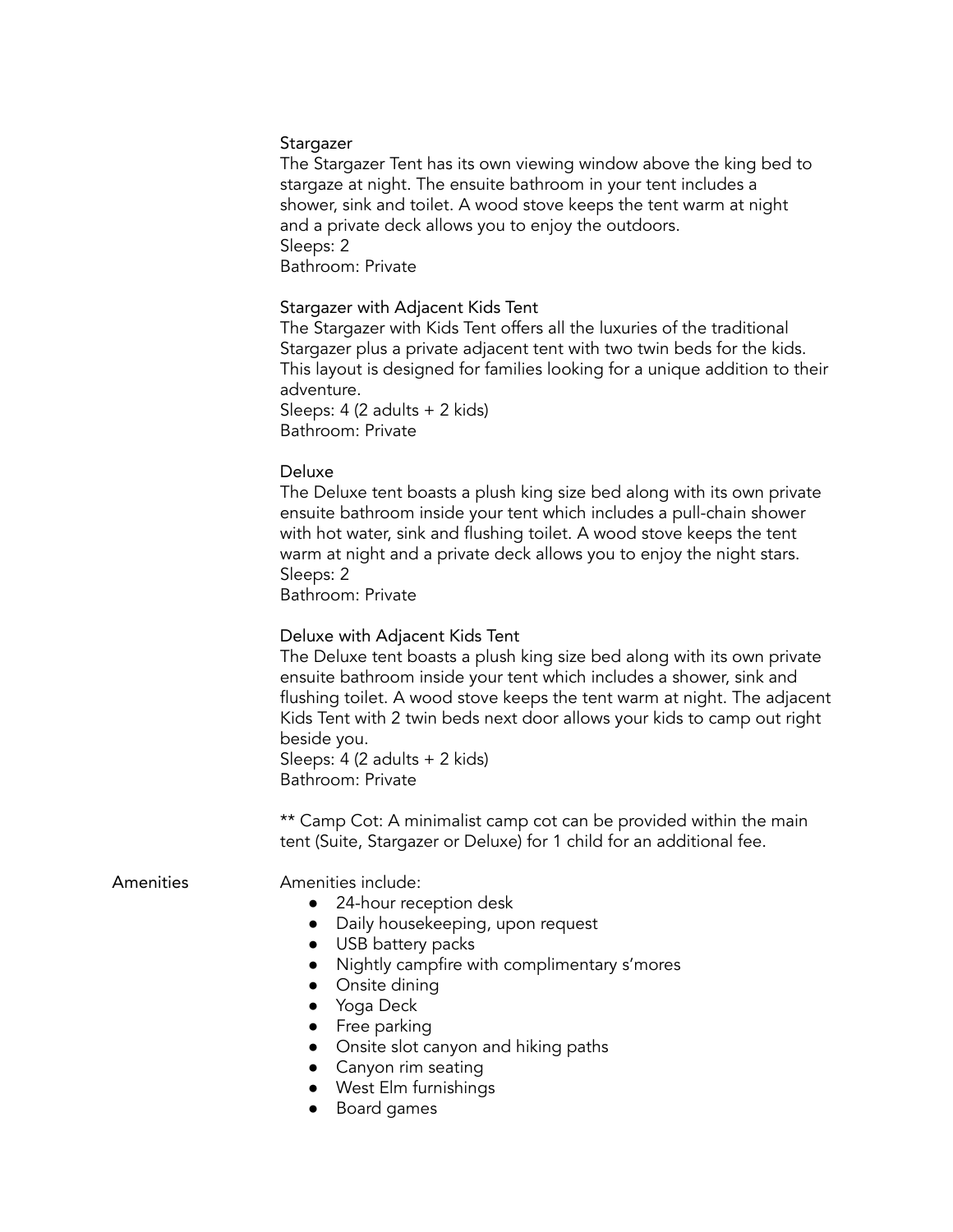### Stargazer

The Stargazer Tent has its own viewing window above the king bed to stargaze at night. The ensuite bathroom in your tent includes a shower, sink and toilet. A wood stove keeps the tent warm at night and a private deck allows you to enjoy the outdoors.
Sleeps: 2
Bathroom: Private

### Stargazer with Adjacent Kids Tent

The Stargazer with Kids Tent offers all the luxuries of the traditional Stargazer plus a private adjacent tent with two twin beds for the kids. This layout is designed for families looking for a unique addition to their adventure.
Sleeps: 4 (2 adults + 2 kids)
Bathroom: Private

### Deluxe

The Deluxe tent boasts a plush king size bed along with its own private ensuite bathroom inside your tent which includes a pull-chain shower with hot water, sink and flushing toilet. A wood stove keeps the tent warm at night and a private deck allows you to enjoy the night stars.
Sleeps: 2
Bathroom: Private

### Deluxe with Adjacent Kids Tent

The Deluxe tent boasts a plush king size bed along with its own private ensuite bathroom inside your tent which includes a shower, sink and flushing toilet. A wood stove keeps the tent warm at night. The adjacent Kids Tent with 2 twin beds next door allows your kids to camp out right beside you.
Sleeps: 4 (2 adults + 2 kids)
Bathroom: Private

** Camp Cot: A minimalist camp cot can be provided within the main tent (Suite, Stargazer or Deluxe) for 1 child for an additional fee.

## Amenities

Amenities include:

- 24-hour reception desk
- Daily housekeeping, upon request
- USB battery packs
- Nightly campfire with complimentary s'mores
- Onsite dining
- Yoga Deck
- Free parking
- Onsite slot canyon and hiking paths
- Canyon rim seating
- West Elm furnishings
- Board games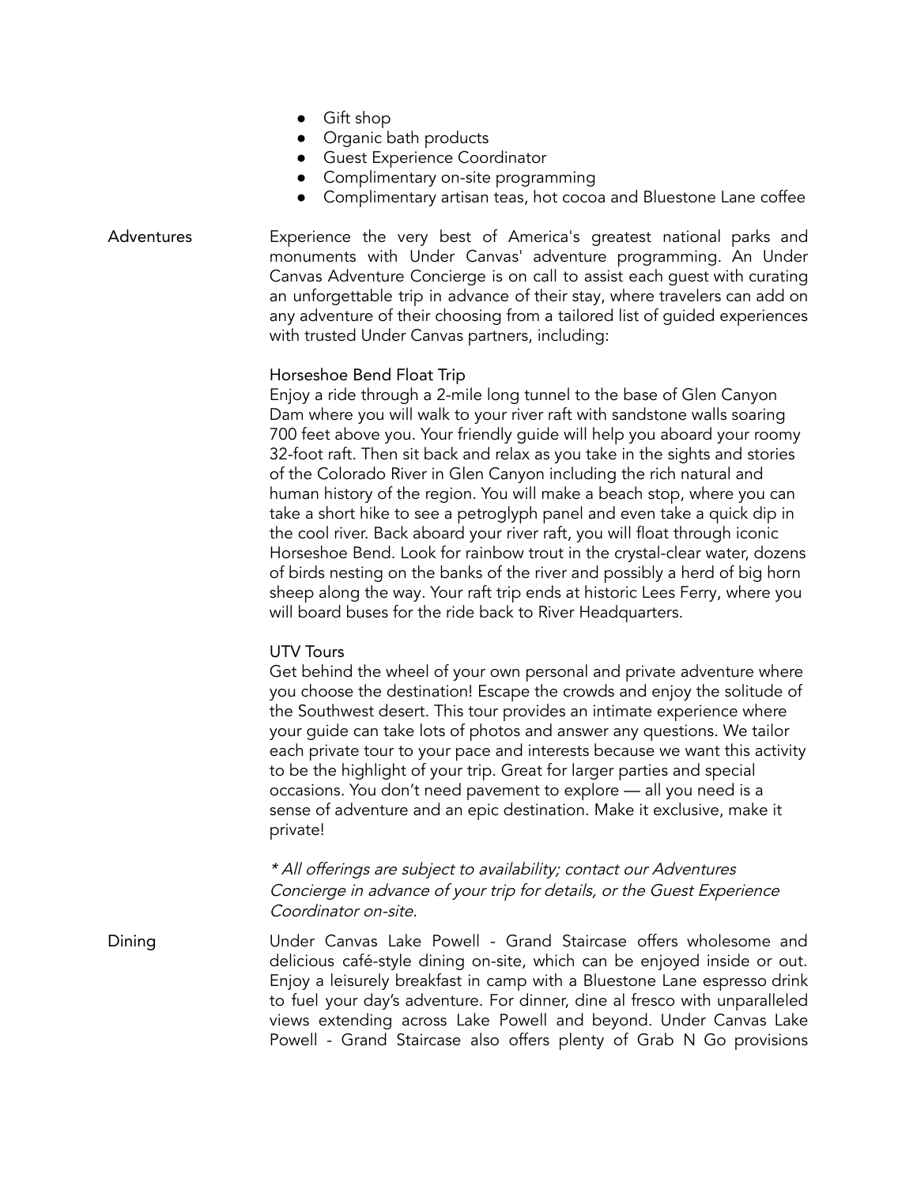- Gift shop
- Organic bath products
- Guest Experience Coordinator
- Complimentary on-site programming
- Complimentary artisan teas, hot cocoa and Bluestone Lane coffee

**Adventures**

Experience the very best of America's greatest national parks and monuments with Under Canvas' adventure programming. An Under Canvas Adventure Concierge is on call to assist each guest with curating an unforgettable trip in advance of their stay, where travelers can add on any adventure of their choosing from a tailored list of guided experiences with trusted Under Canvas partners, including:

Horseshoe Bend Float Trip

Enjoy a ride through a 2-mile long tunnel to the base of Glen Canyon Dam where you will walk to your river raft with sandstone walls soaring 700 feet above you. Your friendly guide will help you aboard your roomy 32-foot raft. Then sit back and relax as you take in the sights and stories of the Colorado River in Glen Canyon including the rich natural and human history of the region. You will make a beach stop, where you can take a short hike to see a petroglyph panel and even take a quick dip in the cool river. Back aboard your river raft, you will float through iconic Horseshoe Bend. Look for rainbow trout in the crystal-clear water, dozens of birds nesting on the banks of the river and possibly a herd of big horn sheep along the way. Your raft trip ends at historic Lees Ferry, where you will board buses for the ride back to River Headquarters.

UTV Tours

Get behind the wheel of your own personal and private adventure where you choose the destination! Escape the crowds and enjoy the solitude of the Southwest desert. This tour provides an intimate experience where your guide can take lots of photos and answer any questions. We tailor each private tour to your pace and interests because we want this activity to be the highlight of your trip. Great for larger parties and special occasions. You don't need pavement to explore — all you need is a sense of adventure and an epic destination. Make it exclusive, make it private!

*\* All offerings are subject to availability; contact our Adventures Concierge in advance of your trip for details, or the Guest Experience Coordinator on-site.*

**Dining**

Under Canvas Lake Powell - Grand Staircase offers wholesome and delicious café-style dining on-site, which can be enjoyed inside or out. Enjoy a leisurely breakfast in camp with a Bluestone Lane espresso drink to fuel your day's adventure. For dinner, dine al fresco with unparalleled views extending across Lake Powell and beyond. Under Canvas Lake Powell - Grand Staircase also offers plenty of Grab N Go provisions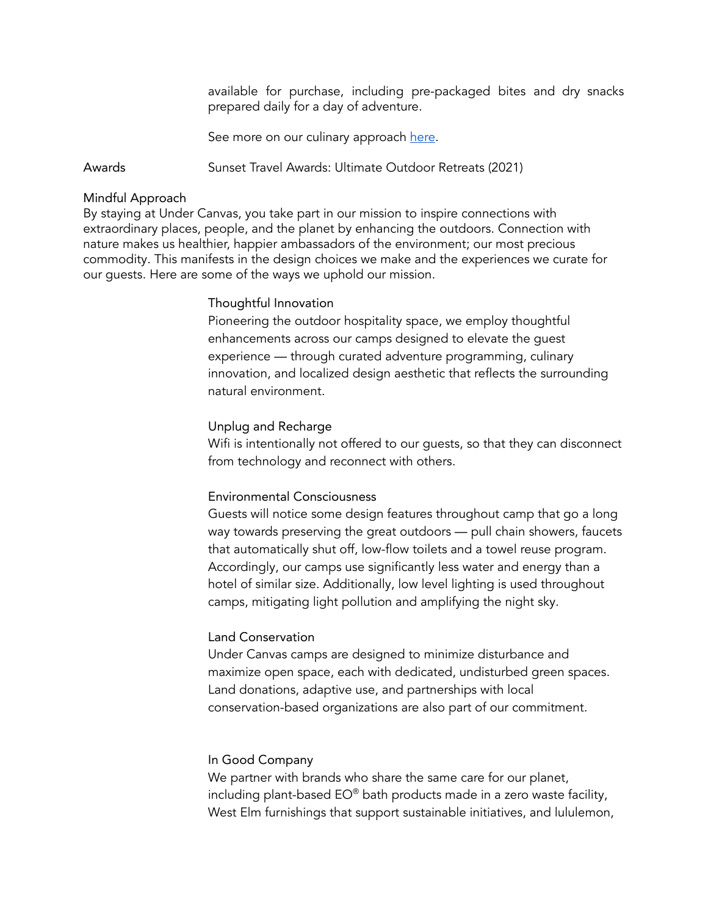available for purchase, including pre-packaged bites and dry snacks prepared daily for a day of adventure.

See more on our culinary approach here.

Awards Sunset Travel Awards: Ultimate Outdoor Retreats (2021)

## Mindful Approach

By staying at Under Canvas, you take part in our mission to inspire connections with extraordinary places, people, and the planet by enhancing the outdoors. Connection with nature makes us healthier, happier ambassadors of the environment; our most precious commodity. This manifests in the design choices we make and the experiences we curate for our guests. Here are some of the ways we uphold our mission.

### Thoughtful Innovation

Pioneering the outdoor hospitality space, we employ thoughtful enhancements across our camps designed to elevate the guest experience — through curated adventure programming, culinary innovation, and localized design aesthetic that reflects the surrounding natural environment.

### Unplug and Recharge

Wifi is intentionally not offered to our guests, so that they can disconnect from technology and reconnect with others.

### Environmental Consciousness

Guests will notice some design features throughout camp that go a long way towards preserving the great outdoors — pull chain showers, faucets that automatically shut off, low-flow toilets and a towel reuse program. Accordingly, our camps use significantly less water and energy than a hotel of similar size. Additionally, low level lighting is used throughout camps, mitigating light pollution and amplifying the night sky.

### Land Conservation

Under Canvas camps are designed to minimize disturbance and maximize open space, each with dedicated, undisturbed green spaces. Land donations, adaptive use, and partnerships with local conservation-based organizations are also part of our commitment.

### In Good Company

We partner with brands who share the same care for our planet, including plant-based EO® bath products made in a zero waste facility, West Elm furnishings that support sustainable initiatives, and lululemon,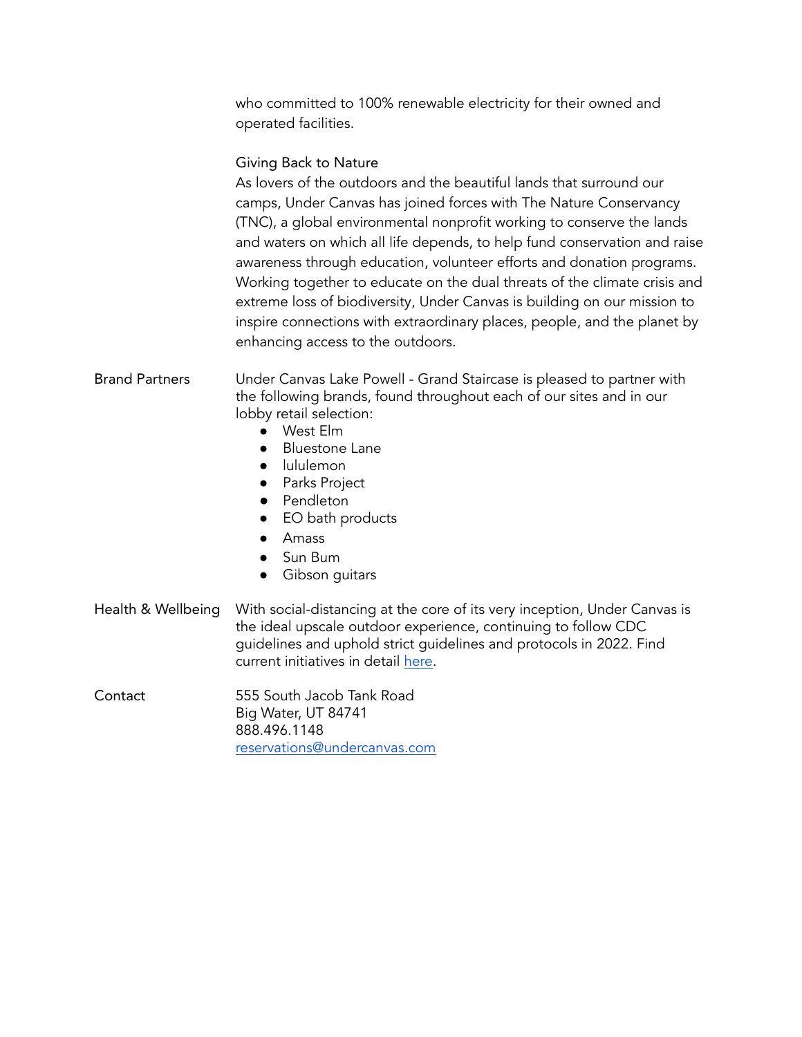who committed to 100% renewable electricity for their owned and operated facilities.

Giving Back to Nature

As lovers of the outdoors and the beautiful lands that surround our camps, Under Canvas has joined forces with The Nature Conservancy (TNC), a global environmental nonprofit working to conserve the lands and waters on which all life depends, to help fund conservation and raise awareness through education, volunteer efforts and donation programs. Working together to educate on the dual threats of the climate crisis and extreme loss of biodiversity, Under Canvas is building on our mission to inspire connections with extraordinary places, people, and the planet by enhancing access to the outdoors.

**Brand Partners**

Under Canvas Lake Powell - Grand Staircase is pleased to partner with the following brands, found throughout each of our sites and in our lobby retail selection:

- West Elm
- Bluestone Lane
- lululemon
- Parks Project
- Pendleton
- EO bath products
- Amass
- Sun Bum
- Gibson guitars

**Health & Wellbeing**

With social-distancing at the core of its very inception, Under Canvas is the ideal upscale outdoor experience, continuing to follow CDC guidelines and uphold strict guidelines and protocols in 2022. Find current initiatives in detail here.

**Contact**

555 South Jacob Tank Road
Big Water, UT 84741
888.496.1148
reservations@undercanvas.com